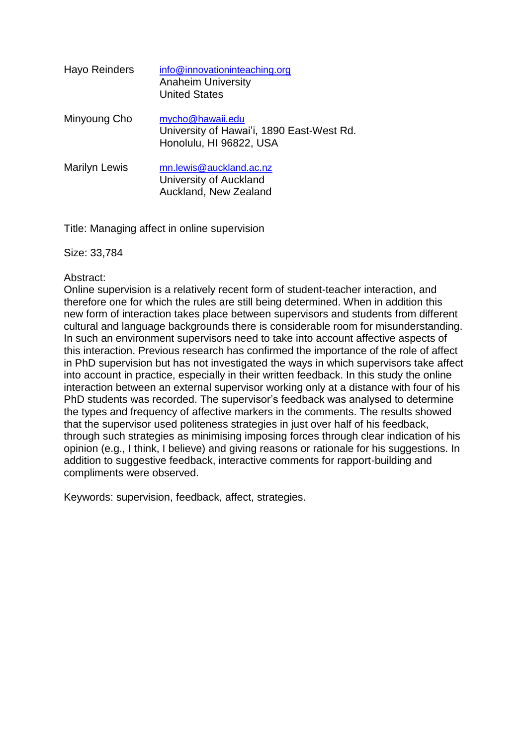Hayo Reinders
info@innovationinteaching.org
Anaheim University
United States

Minyoung Cho
mycho@hawaii.edu
University of Hawai'i, 1890 East-West Rd.
Honolulu, HI 96822, USA

Marilyn Lewis
mn.lewis@auckland.ac.nz
University of Auckland
Auckland, New Zealand

Title: Managing affect in online supervision

Size: 33,784

Abstract:
Online supervision is a relatively recent form of student-teacher interaction, and therefore one for which the rules are still being determined. When in addition this new form of interaction takes place between supervisors and students from different cultural and language backgrounds there is considerable room for misunderstanding. In such an environment supervisors need to take into account affective aspects of this interaction. Previous research has confirmed the importance of the role of affect in PhD supervision but has not investigated the ways in which supervisors take affect into account in practice, especially in their written feedback. In this study the online interaction between an external supervisor working only at a distance with four of his PhD students was recorded. The supervisor's feedback was analysed to determine the types and frequency of affective markers in the comments. The results showed that the supervisor used politeness strategies in just over half of his feedback, through such strategies as minimising imposing forces through clear indication of his opinion (e.g., I think, I believe) and giving reasons or rationale for his suggestions. In addition to suggestive feedback, interactive comments for rapport-building and compliments were observed.

Keywords: supervision, feedback, affect, strategies.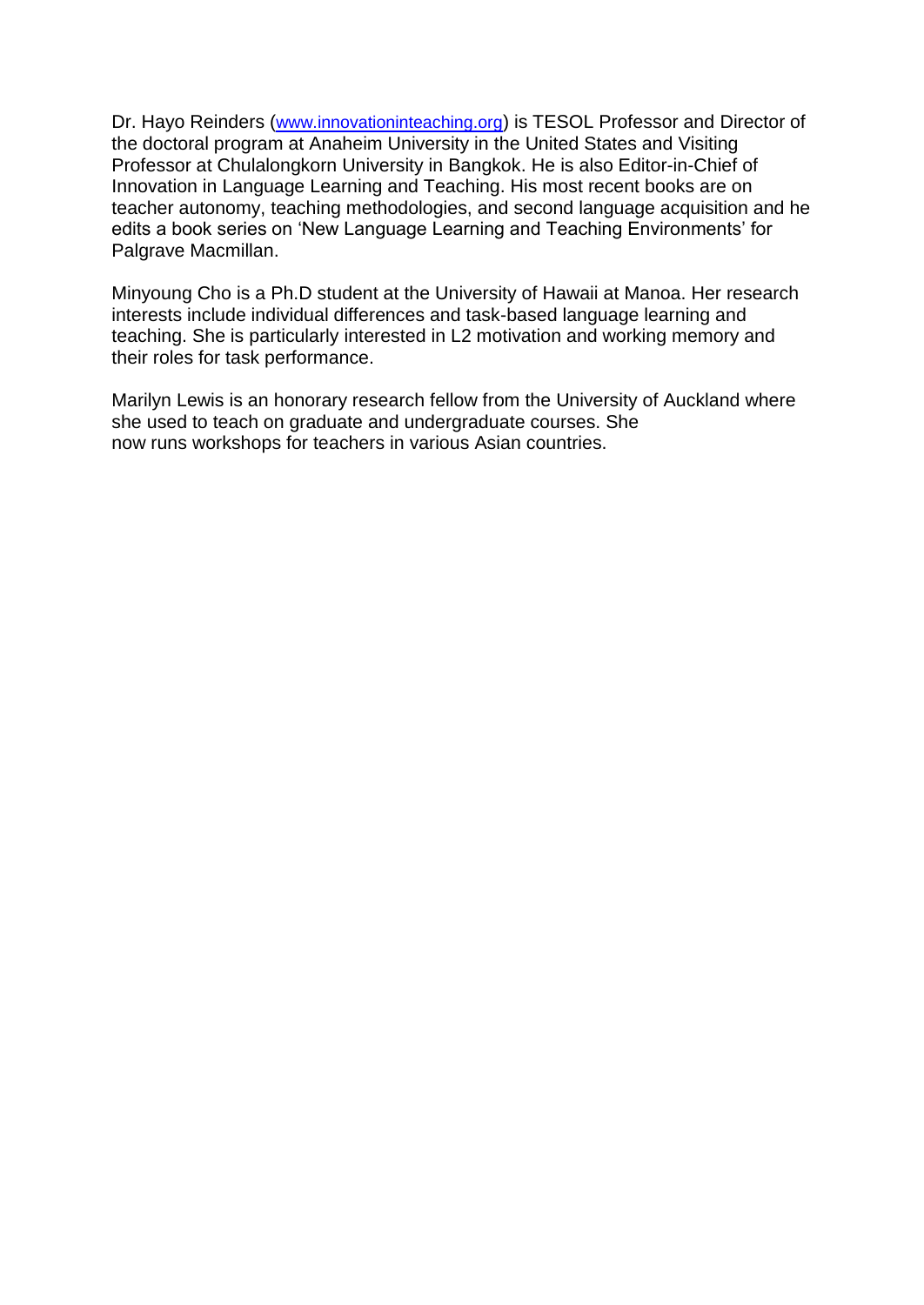Dr. Hayo Reinders (www.innovationinteaching.org) is TESOL Professor and Director of the doctoral program at Anaheim University in the United States and Visiting Professor at Chulalongkorn University in Bangkok. He is also Editor-in-Chief of Innovation in Language Learning and Teaching. His most recent books are on teacher autonomy, teaching methodologies, and second language acquisition and he edits a book series on 'New Language Learning and Teaching Environments' for Palgrave Macmillan.

Minyoung Cho is a Ph.D student at the University of Hawaii at Manoa. Her research interests include individual differences and task-based language learning and teaching. She is particularly interested in L2 motivation and working memory and their roles for task performance.

Marilyn Lewis is an honorary research fellow from the University of Auckland where she used to teach on graduate and undergraduate courses. She now runs workshops for teachers in various Asian countries.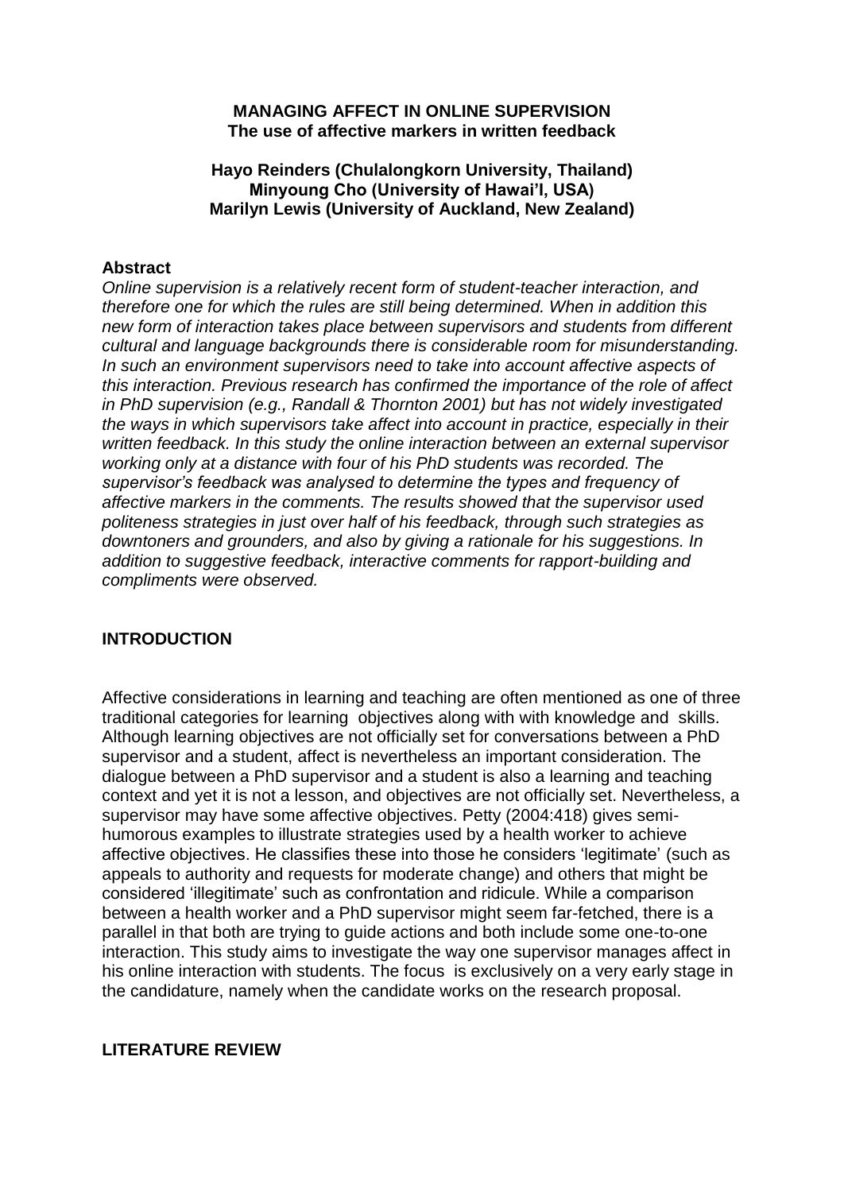**MANAGING AFFECT IN ONLINE SUPERVISION**
**The use of affective markers in written feedback**

**Hayo Reinders (Chulalongkorn University, Thailand)**
**Minyoung Cho (University of Hawai'I, USA)**
**Marilyn Lewis (University of Auckland, New Zealand)**

## Abstract

*Online supervision is a relatively recent form of student-teacher interaction, and therefore one for which the rules are still being determined. When in addition this new form of interaction takes place between supervisors and students from different cultural and language backgrounds there is considerable room for misunderstanding. In such an environment supervisors need to take into account affective aspects of this interaction. Previous research has confirmed the importance of the role of affect in PhD supervision (e.g., Randall & Thornton 2001) but has not widely investigated the ways in which supervisors take affect into account in practice, especially in their written feedback. In this study the online interaction between an external supervisor working only at a distance with four of his PhD students was recorded. The supervisor's feedback was analysed to determine the types and frequency of affective markers in the comments. The results showed that the supervisor used politeness strategies in just over half of his feedback, through such strategies as downtoners and grounders, and also by giving a rationale for his suggestions. In addition to suggestive feedback, interactive comments for rapport-building and compliments were observed.*

## INTRODUCTION

Affective considerations in learning and teaching are often mentioned as one of three traditional categories for learning objectives along with with knowledge and skills. Although learning objectives are not officially set for conversations between a PhD supervisor and a student, affect is nevertheless an important consideration. The dialogue between a PhD supervisor and a student is also a learning and teaching context and yet it is not a lesson, and objectives are not officially set. Nevertheless, a supervisor may have some affective objectives. Petty (2004:418) gives semi-humorous examples to illustrate strategies used by a health worker to achieve affective objectives. He classifies these into those he considers 'legitimate' (such as appeals to authority and requests for moderate change) and others that might be considered 'illegitimate' such as confrontation and ridicule. While a comparison between a health worker and a PhD supervisor might seem far-fetched, there is a parallel in that both are trying to guide actions and both include some one-to-one interaction. This study aims to investigate the way one supervisor manages affect in his online interaction with students. The focus is exclusively on a very early stage in the candidature, namely when the candidate works on the research proposal.

## LITERATURE REVIEW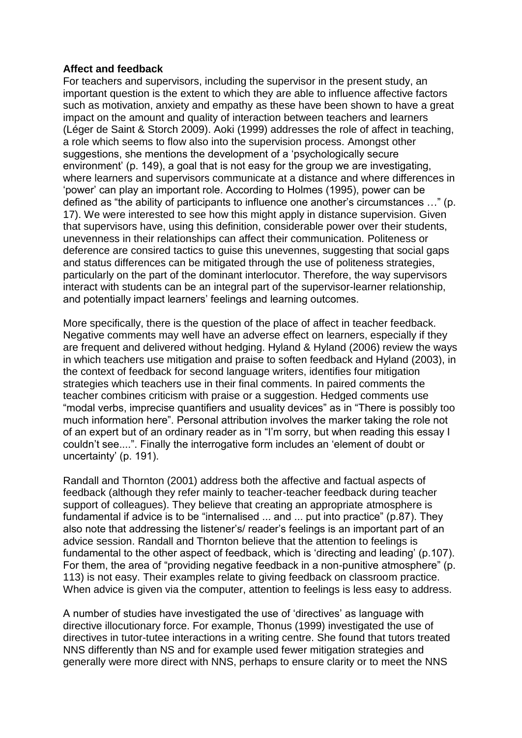**Affect and feedback**

For teachers and supervisors, including the supervisor in the present study, an important question is the extent to which they are able to influence affective factors such as motivation, anxiety and empathy as these have been shown to have a great impact on the amount and quality of interaction between teachers and learners (Léger de Saint & Storch 2009). Aoki (1999) addresses the role of affect in teaching, a role which seems to flow also into the supervision process. Amongst other suggestions, she mentions the development of a 'psychologically secure environment' (p. 149), a goal that is not easy for the group we are investigating, where learners and supervisors communicate at a distance and where differences in 'power' can play an important role. According to Holmes (1995), power can be defined as "the ability of participants to influence one another's circumstances …" (p. 17). We were interested to see how this might apply in distance supervision. Given that supervisors have, using this definition, considerable power over their students, unevenness in their relationships can affect their communication. Politeness or deference are consired tactics to guise this unevennes, suggesting that social gaps and status differences can be mitigated through the use of politeness strategies, particularly on the part of the dominant interlocutor. Therefore, the way supervisors interact with students can be an integral part of the supervisor-learner relationship, and potentially impact learners' feelings and learning outcomes.

More specifically, there is the question of the place of affect in teacher feedback. Negative comments may well have an adverse effect on learners, especially if they are frequent and delivered without hedging. Hyland & Hyland (2006) review the ways in which teachers use mitigation and praise to soften feedback and Hyland (2003), in the context of feedback for second language writers, identifies four mitigation strategies which teachers use in their final comments. In paired comments the teacher combines criticism with praise or a suggestion. Hedged comments use "modal verbs, imprecise quantifiers and usuality devices" as in "There is possibly too much information here". Personal attribution involves the marker taking the role not of an expert but of an ordinary reader as in "I'm sorry, but when reading this essay I couldn't see....". Finally the interrogative form includes an 'element of doubt or uncertainty' (p. 191).

Randall and Thornton (2001) address both the affective and factual aspects of feedback (although they refer mainly to teacher-teacher feedback during teacher support of colleagues). They believe that creating an appropriate atmosphere is fundamental if advice is to be "internalised ... and ... put into practice" (p.87). They also note that addressing the listener's/ reader's feelings is an important part of an advice session. Randall and Thornton believe that the attention to feelings is fundamental to the other aspect of feedback, which is 'directing and leading' (p.107). For them, the area of "providing negative feedback in a non-punitive atmosphere" (p. 113) is not easy. Their examples relate to giving feedback on classroom practice. When advice is given via the computer, attention to feelings is less easy to address.

A number of studies have investigated the use of 'directives' as language with directive illocutionary force. For example, Thonus (1999) investigated the use of directives in tutor-tutee interactions in a writing centre. She found that tutors treated NNS differently than NS and for example used fewer mitigation strategies and generally were more direct with NNS, perhaps to ensure clarity or to meet the NNS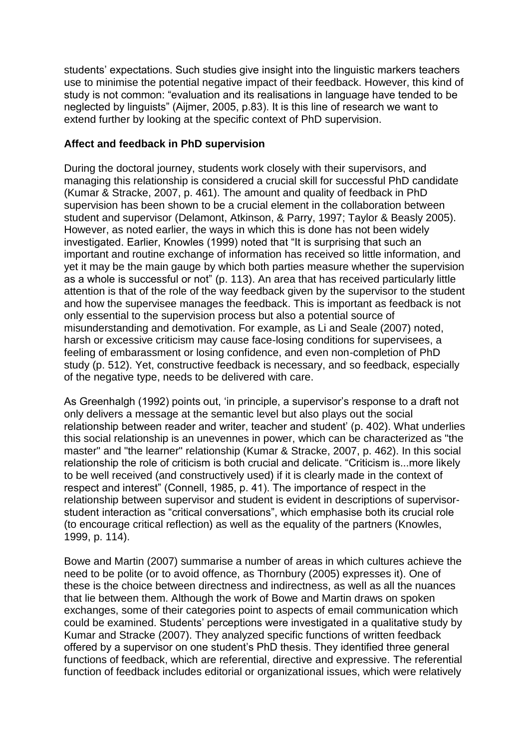students' expectations. Such studies give insight into the linguistic markers teachers use to minimise the potential negative impact of their feedback. However, this kind of study is not common: "evaluation and its realisations in language have tended to be neglected by linguists" (Aijmer, 2005, p.83). It is this line of research we want to extend further by looking at the specific context of PhD supervision.

**Affect and feedback in PhD supervision**

During the doctoral journey, students work closely with their supervisors, and managing this relationship is considered a crucial skill for successful PhD candidate (Kumar & Stracke, 2007, p. 461). The amount and quality of feedback in PhD supervision has been shown to be a crucial element in the collaboration between student and supervisor (Delamont, Atkinson, & Parry, 1997; Taylor & Beasly 2005). However, as noted earlier, the ways in which this is done has not been widely investigated. Earlier, Knowles (1999) noted that "It is surprising that such an important and routine exchange of information has received so little information, and yet it may be the main gauge by which both parties measure whether the supervision as a whole is successful or not" (p. 113). An area that has received particularly little attention is that of the role of the way feedback given by the supervisor to the student and how the supervisee manages the feedback. This is important as feedback is not only essential to the supervision process but also a potential source of misunderstanding and demotivation. For example, as Li and Seale (2007) noted, harsh or excessive criticism may cause face-losing conditions for supervisees, a feeling of embarassment or losing confidence, and even non-completion of PhD study (p. 512). Yet, constructive feedback is necessary, and so feedback, especially of the negative type, needs to be delivered with care.

As Greenhalgh (1992) points out, 'in principle, a supervisor's response to a draft not only delivers a message at the semantic level but also plays out the social relationship between reader and writer, teacher and student' (p. 402). What underlies this social relationship is an unevennes in power, which can be characterized as "the master" and "the learner" relationship (Kumar & Stracke, 2007, p. 462). In this social relationship the role of criticism is both crucial and delicate. "Criticism is...more likely to be well received (and constructively used) if it is clearly made in the context of respect and interest" (Connell, 1985, p. 41). The importance of respect in the relationship between supervisor and student is evident in descriptions of supervisor-student interaction as "critical conversations", which emphasise both its crucial role (to encourage critical reflection) as well as the equality of the partners (Knowles, 1999, p. 114).

Bowe and Martin (2007) summarise a number of areas in which cultures achieve the need to be polite (or to avoid offence, as Thornbury (2005) expresses it). One of these is the choice between directness and indirectness, as well as all the nuances that lie between them. Although the work of Bowe and Martin draws on spoken exchanges, some of their categories point to aspects of email communication which could be examined. Students' perceptions were investigated in a qualitative study by Kumar and Stracke (2007). They analyzed specific functions of written feedback offered by a supervisor on one student's PhD thesis. They identified three general functions of feedback, which are referential, directive and expressive. The referential function of feedback includes editorial or organizational issues, which were relatively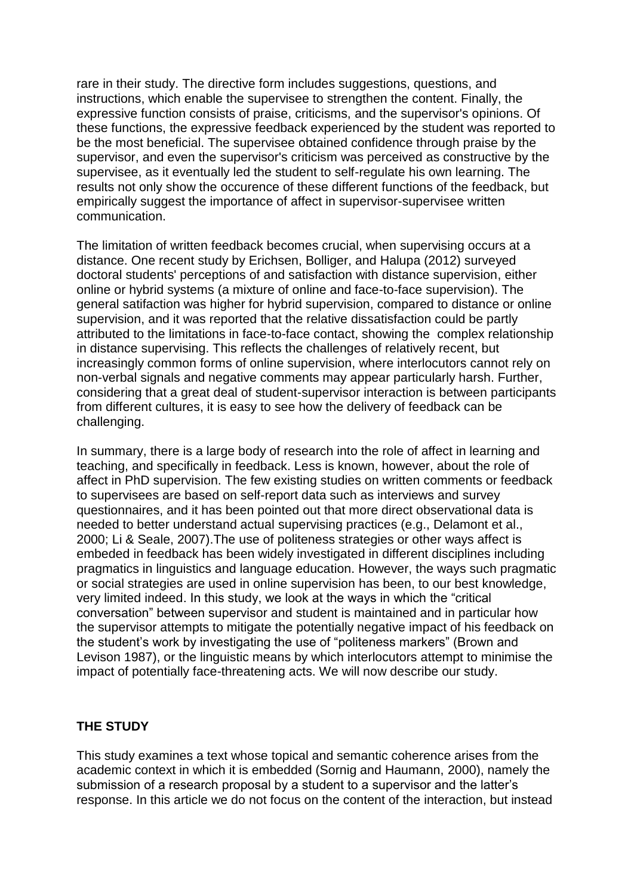rare in their study. The directive form includes suggestions, questions, and instructions, which enable the supervisee to strengthen the content. Finally, the expressive function consists of praise, criticisms, and the supervisor's opinions. Of these functions, the expressive feedback experienced by the student was reported to be the most beneficial. The supervisee obtained confidence through praise by the supervisor, and even the supervisor's criticism was perceived as constructive by the supervisee, as it eventually led the student to self-regulate his own learning. The results not only show the occurence of these different functions of the feedback, but empirically suggest the importance of affect in supervisor-supervisee written communication.

The limitation of written feedback becomes crucial, when supervising occurs at a distance. One recent study by Erichsen, Bolliger, and Halupa (2012) surveyed doctoral students' perceptions of and satisfaction with distance supervision, either online or hybrid systems (a mixture of online and face-to-face supervision). The general satifaction was higher for hybrid supervision, compared to distance or online supervision, and it was reported that the relative dissatisfaction could be partly attributed to the limitations in face-to-face contact, showing the complex relationship in distance supervising. This reflects the challenges of relatively recent, but increasingly common forms of online supervision, where interlocutors cannot rely on non-verbal signals and negative comments may appear particularly harsh. Further, considering that a great deal of student-supervisor interaction is between participants from different cultures, it is easy to see how the delivery of feedback can be challenging.

In summary, there is a large body of research into the role of affect in learning and teaching, and specifically in feedback. Less is known, however, about the role of affect in PhD supervision. The few existing studies on written comments or feedback to supervisees are based on self-report data such as interviews and survey questionnaires, and it has been pointed out that more direct observational data is needed to better understand actual supervising practices (e.g., Delamont et al., 2000; Li & Seale, 2007).The use of politeness strategies or other ways affect is embeded in feedback has been widely investigated in different disciplines including pragmatics in linguistics and language education. However, the ways such pragmatic or social strategies are used in online supervision has been, to our best knowledge, very limited indeed. In this study, we look at the ways in which the "critical conversation" between supervisor and student is maintained and in particular how the supervisor attempts to mitigate the potentially negative impact of his feedback on the student's work by investigating the use of "politeness markers" (Brown and Levison 1987), or the linguistic means by which interlocutors attempt to minimise the impact of potentially face-threatening acts. We will now describe our study.

## THE STUDY

This study examines a text whose topical and semantic coherence arises from the academic context in which it is embedded (Sornig and Haumann, 2000), namely the submission of a research proposal by a student to a supervisor and the latter's response. In this article we do not focus on the content of the interaction, but instead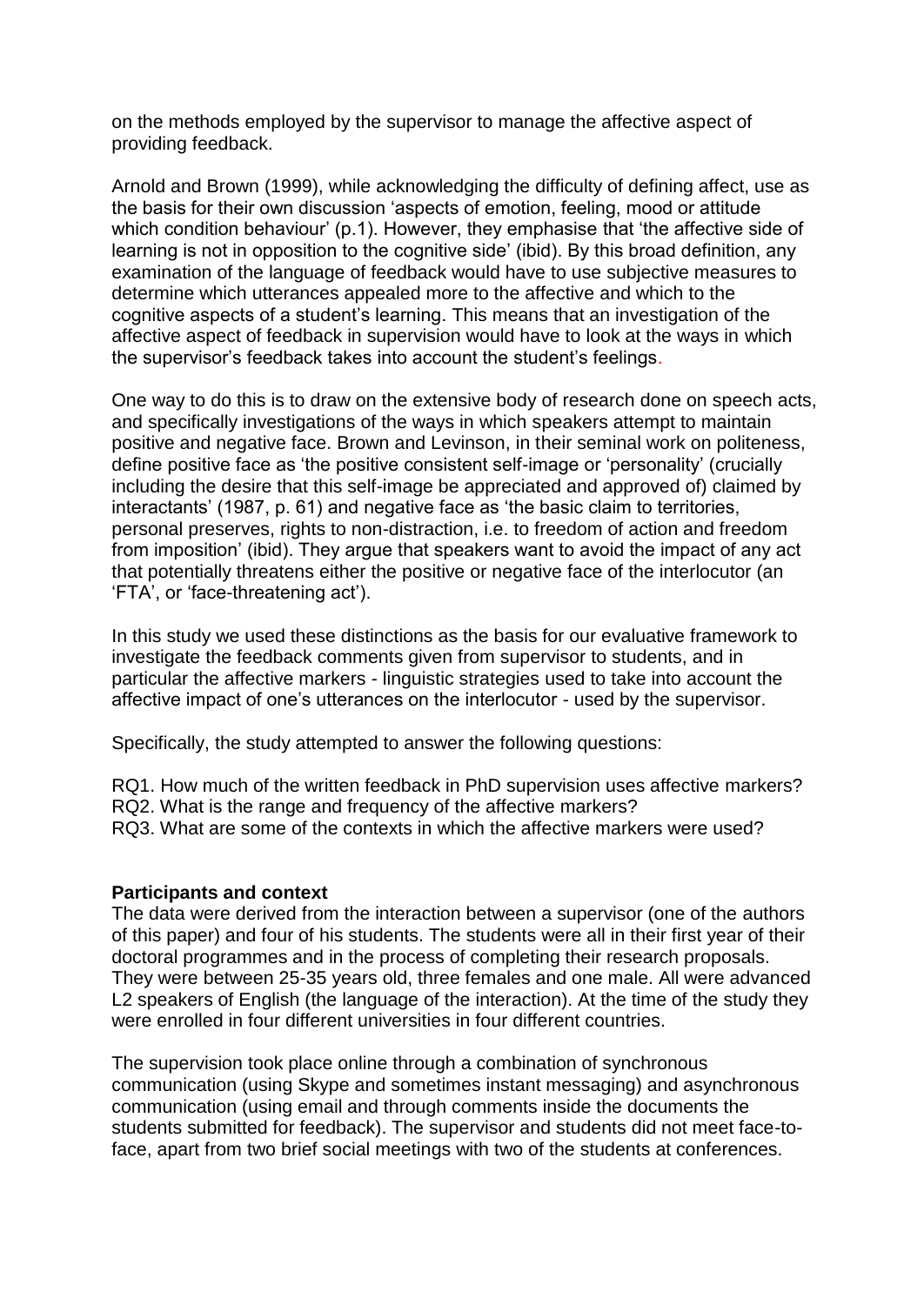on the methods employed by the supervisor to manage the affective aspect of providing feedback.

Arnold and Brown (1999), while acknowledging the difficulty of defining affect, use as the basis for their own discussion 'aspects of emotion, feeling, mood or attitude which condition behaviour' (p.1). However, they emphasise that 'the affective side of learning is not in opposition to the cognitive side' (ibid). By this broad definition, any examination of the language of feedback would have to use subjective measures to determine which utterances appealed more to the affective and which to the cognitive aspects of a student's learning. This means that an investigation of the affective aspect of feedback in supervision would have to look at the ways in which the supervisor's feedback takes into account the student's feelings.

One way to do this is to draw on the extensive body of research done on speech acts, and specifically investigations of the ways in which speakers attempt to maintain positive and negative face. Brown and Levinson, in their seminal work on politeness, define positive face as 'the positive consistent self-image or 'personality' (crucially including the desire that this self-image be appreciated and approved of) claimed by interactants' (1987, p. 61) and negative face as 'the basic claim to territories, personal preserves, rights to non-distraction, i.e. to freedom of action and freedom from imposition' (ibid). They argue that speakers want to avoid the impact of any act that potentially threatens either the positive or negative face of the interlocutor (an 'FTA', or 'face-threatening act').

In this study we used these distinctions as the basis for our evaluative framework to investigate the feedback comments given from supervisor to students, and in particular the affective markers - linguistic strategies used to take into account the affective impact of one's utterances on the interlocutor - used by the supervisor.

Specifically, the study attempted to answer the following questions:

RQ1. How much of the written feedback in PhD supervision uses affective markers?
RQ2. What is the range and frequency of the affective markers?
RQ3. What are some of the contexts in which the affective markers were used?

**Participants and context**

The data were derived from the interaction between a supervisor (one of the authors of this paper) and four of his students. The students were all in their first year of their doctoral programmes and in the process of completing their research proposals. They were between 25-35 years old, three females and one male. All were advanced L2 speakers of English (the language of the interaction). At the time of the study they were enrolled in four different universities in four different countries.

The supervision took place online through a combination of synchronous communication (using Skype and sometimes instant messaging) and asynchronous communication (using email and through comments inside the documents the students submitted for feedback). The supervisor and students did not meet face-to-face, apart from two brief social meetings with two of the students at conferences.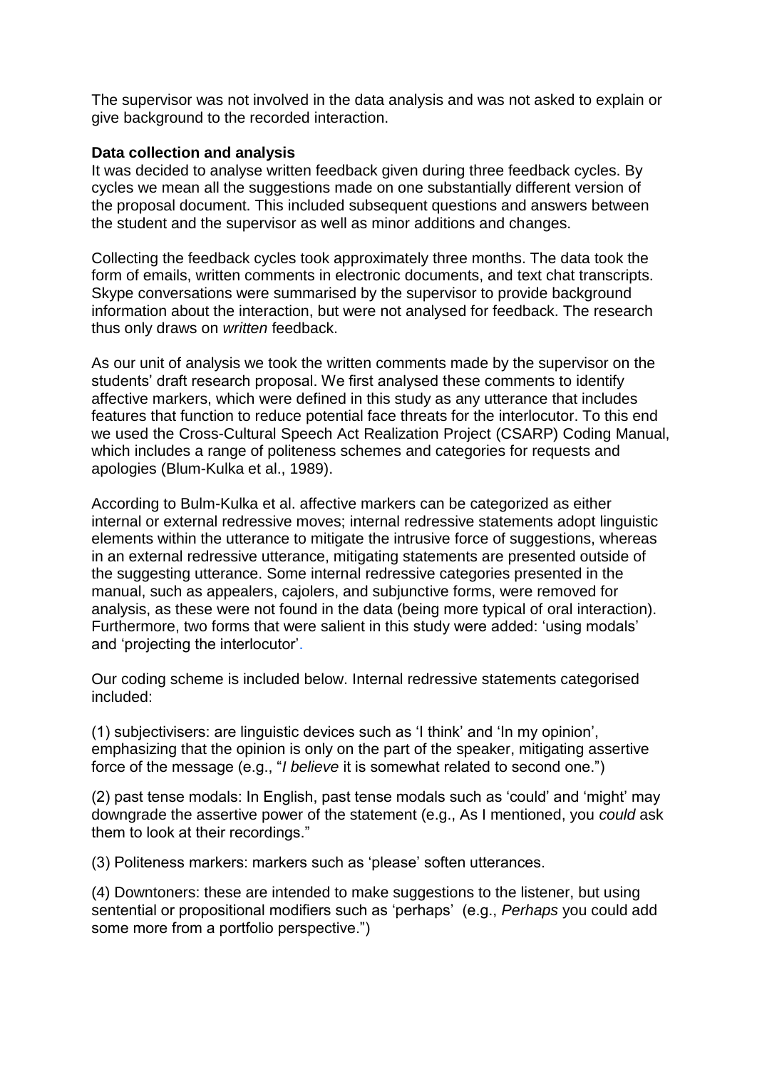The supervisor was not involved in the data analysis and was not asked to explain or give background to the recorded interaction.

**Data collection and analysis**

It was decided to analyse written feedback given during three feedback cycles. By cycles we mean all the suggestions made on one substantially different version of the proposal document. This included subsequent questions and answers between the student and the supervisor as well as minor additions and changes.

Collecting the feedback cycles took approximately three months. The data took the form of emails, written comments in electronic documents, and text chat transcripts. Skype conversations were summarised by the supervisor to provide background information about the interaction, but were not analysed for feedback. The research thus only draws on *written* feedback.

As our unit of analysis we took the written comments made by the supervisor on the students' draft research proposal. We first analysed these comments to identify affective markers, which were defined in this study as any utterance that includes features that function to reduce potential face threats for the interlocutor. To this end we used the Cross-Cultural Speech Act Realization Project (CSARP) Coding Manual, which includes a range of politeness schemes and categories for requests and apologies (Blum-Kulka et al., 1989).

According to Bulm-Kulka et al. affective markers can be categorized as either internal or external redressive moves; internal redressive statements adopt linguistic elements within the utterance to mitigate the intrusive force of suggestions, whereas in an external redressive utterance, mitigating statements are presented outside of the suggesting utterance. Some internal redressive categories presented in the manual, such as appealers, cajolers, and subjunctive forms, were removed for analysis, as these were not found in the data (being more typical of oral interaction). Furthermore, two forms that were salient in this study were added: 'using modals' and 'projecting the interlocutor'.

Our coding scheme is included below. Internal redressive statements categorised included:

(1) subjectivisers: are linguistic devices such as 'I think' and 'In my opinion', emphasizing that the opinion is only on the part of the speaker, mitigating assertive force of the message (e.g., "*I believe* it is somewhat related to second one.")

(2) past tense modals: In English, past tense modals such as 'could' and 'might' may downgrade the assertive power of the statement (e.g., As I mentioned, you *could* ask them to look at their recordings."

(3) Politeness markers: markers such as 'please' soften utterances.

(4) Downtoners: these are intended to make suggestions to the listener, but using sentential or propositional modifiers such as 'perhaps' (e.g., *Perhaps* you could add some more from a portfolio perspective.")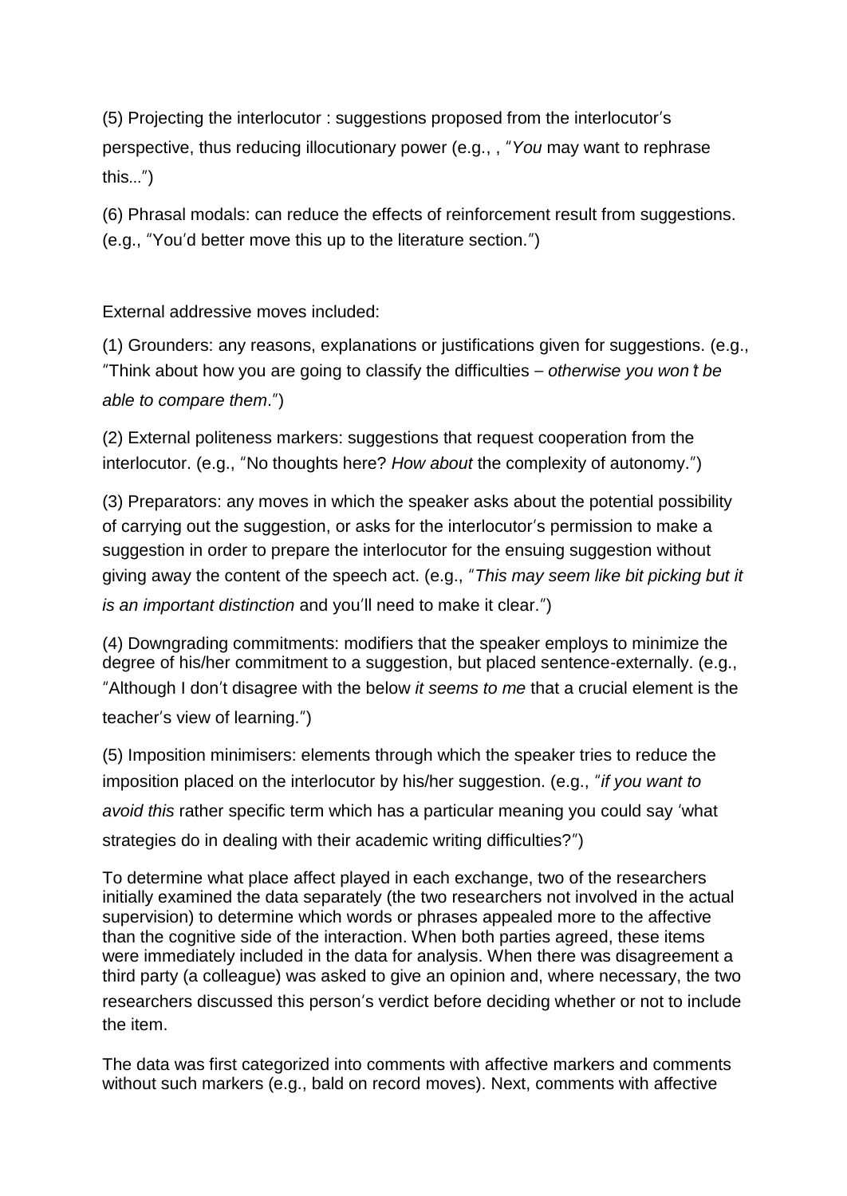(5) Projecting the interlocutor : suggestions proposed from the interlocutor's perspective, thus reducing illocutionary power (e.g., , "*You* may want to rephrase this...")

(6) Phrasal modals: can reduce the effects of reinforcement result from suggestions. (e.g., "You'd better move this up to the literature section.")

External addressive moves included:

(1) Grounders: any reasons, explanations or justifications given for suggestions. (e.g., "Think about how you are going to classify the difficulties – *otherwise you won't be able to compare them*.")

(2) External politeness markers: suggestions that request cooperation from the interlocutor. (e.g., "No thoughts here? *How about* the complexity of autonomy.")

(3) Preparators: any moves in which the speaker asks about the potential possibility of carrying out the suggestion, or asks for the interlocutor's permission to make a suggestion in order to prepare the interlocutor for the ensuing suggestion without giving away the content of the speech act. (e.g., "*This may seem like bit picking but it is an important distinction* and you'll need to make it clear.")

(4) Downgrading commitments: modifiers that the speaker employs to minimize the degree of his/her commitment to a suggestion, but placed sentence-externally. (e.g., "Although I don't disagree with the below *it seems to me* that a crucial element is the teacher's view of learning.")

(5) Imposition minimisers: elements through which the speaker tries to reduce the imposition placed on the interlocutor by his/her suggestion. (e.g., "*if you want to avoid this* rather specific term which has a particular meaning you could say 'what strategies do in dealing with their academic writing difficulties?")

To determine what place affect played in each exchange, two of the researchers initially examined the data separately (the two researchers not involved in the actual supervision) to determine which words or phrases appealed more to the affective than the cognitive side of the interaction. When both parties agreed, these items were immediately included in the data for analysis. When there was disagreement a third party (a colleague) was asked to give an opinion and, where necessary, the two researchers discussed this person's verdict before deciding whether or not to include the item.

The data was first categorized into comments with affective markers and comments without such markers (e.g., bald on record moves). Next, comments with affective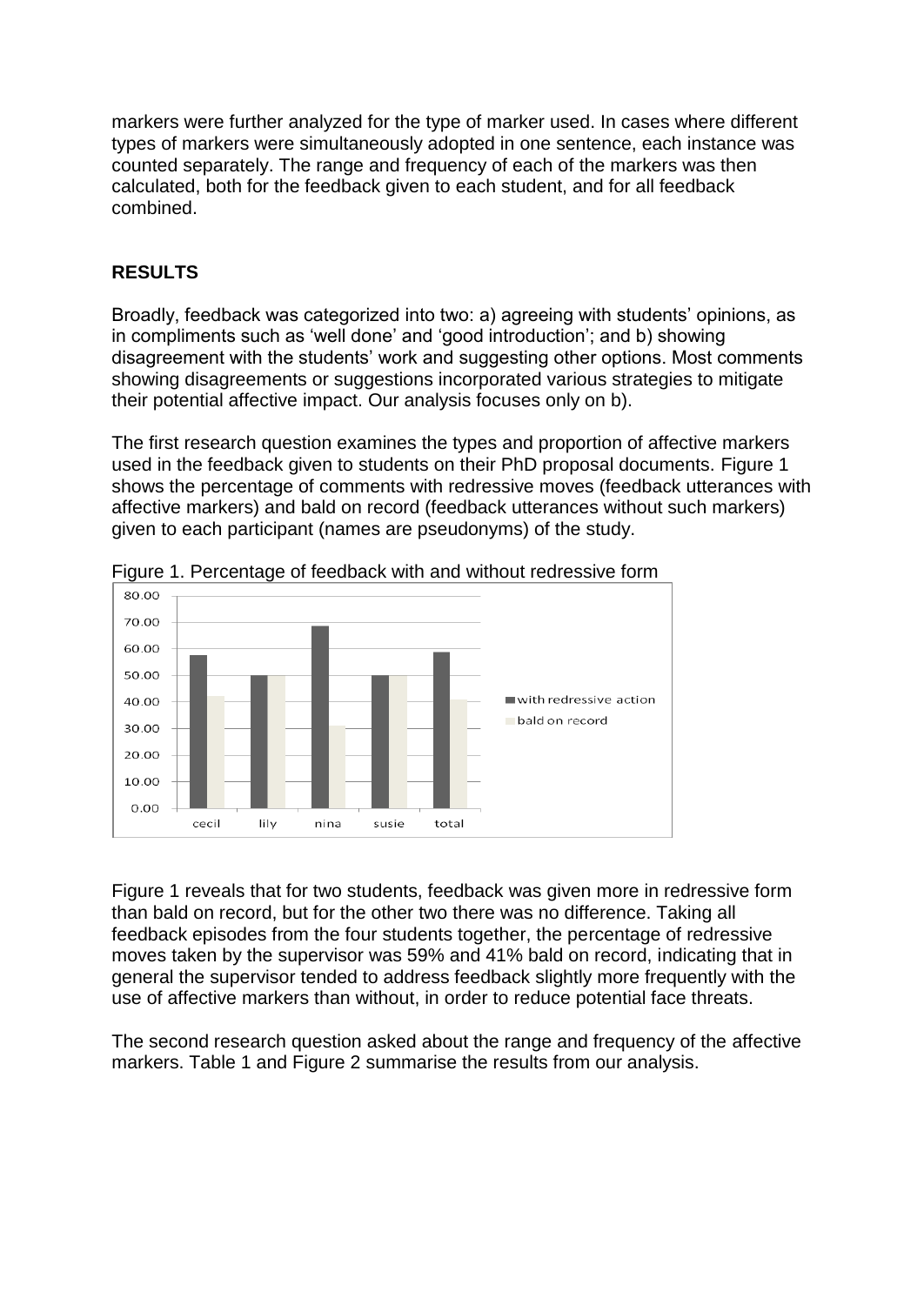markers were further analyzed for the type of marker used. In cases where different types of markers were simultaneously adopted in one sentence, each instance was counted separately. The range and frequency of each of the markers was then calculated, both for the feedback given to each student, and for all feedback combined.

## RESULTS

Broadly, feedback was categorized into two: a) agreeing with students' opinions, as in compliments such as 'well done' and 'good introduction'; and b) showing disagreement with the students' work and suggesting other options. Most comments showing disagreements or suggestions incorporated various strategies to mitigate their potential affective impact. Our analysis focuses only on b).

The first research question examines the types and proportion of affective markers used in the feedback given to students on their PhD proposal documents. Figure 1 shows the percentage of comments with redressive moves (feedback utterances with affective markers) and bald on record (feedback utterances without such markers) given to each participant (names are pseudonyms) of the study.

Figure 1. Percentage of feedback with and without redressive form

Figure 1 reveals that for two students, feedback was given more in redressive form than bald on record, but for the other two there was no difference. Taking all feedback episodes from the four students together, the percentage of redressive moves taken by the supervisor was 59% and 41% bald on record, indicating that in general the supervisor tended to address feedback slightly more frequently with the use of affective markers than without, in order to reduce potential face threats.

The second research question asked about the range and frequency of the affective markers. Table 1 and Figure 2 summarise the results from our analysis.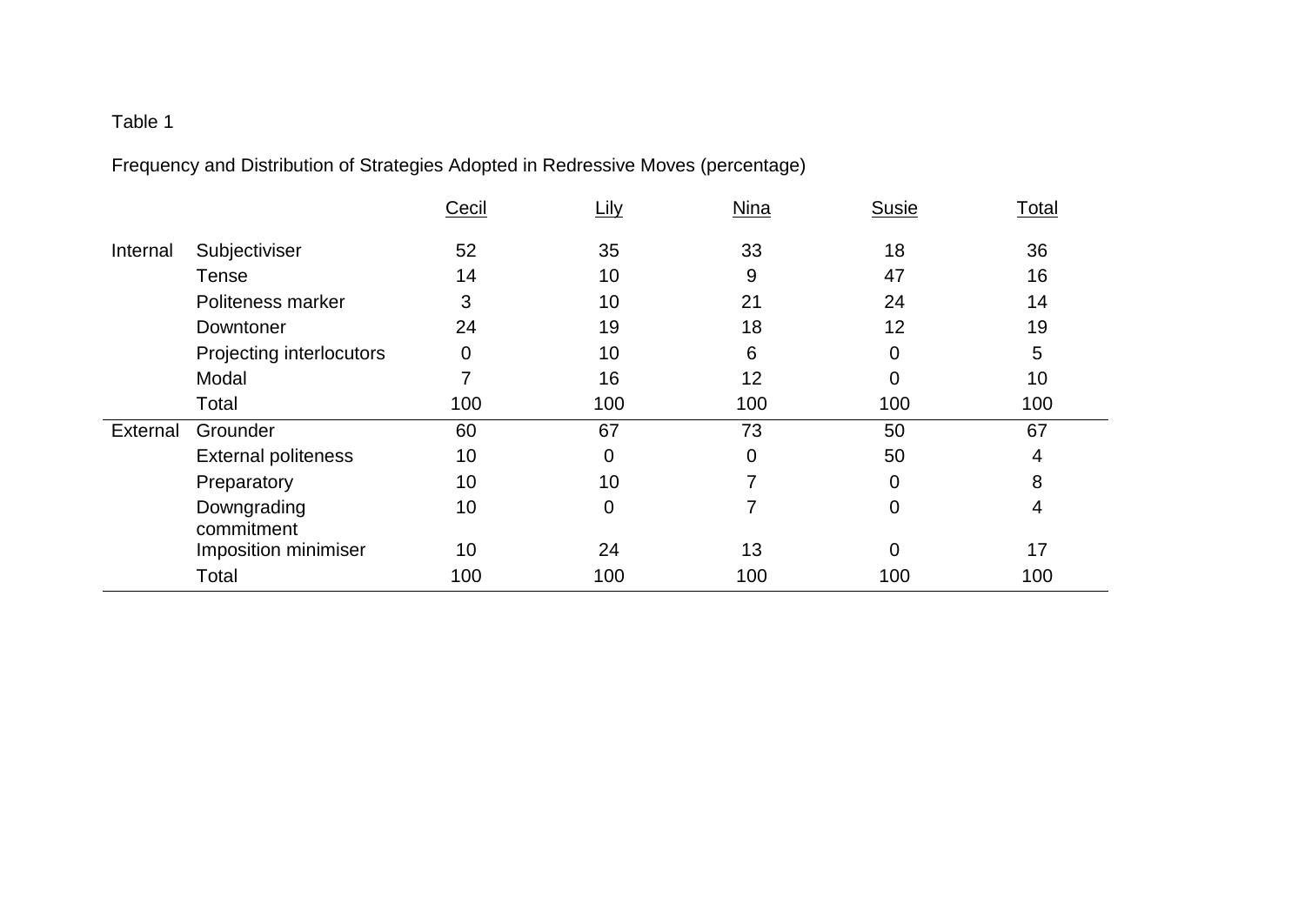Table 1

Frequency and Distribution of Strategies Adopted in Redressive Moves (percentage)

| | | Cecil | Lily | Nina | Susie | Total |
|---|---|---|---|---|---|---|
| Internal | Subjectiviser | 52 | 35 | 33 | 18 | 36 |
| | Tense | 14 | 10 | 9 | 47 | 16 |
| | Politeness marker | 3 | 10 | 21 | 24 | 14 |
| | Downtoner | 24 | 19 | 18 | 12 | 19 |
| | Projecting interlocutors | 0 | 10 | 6 | 0 | 5 |
| | Modal | 7 | 16 | 12 | 0 | 10 |
| | Total | 100 | 100 | 100 | 100 | 100 |
| External | Grounder | 60 | 67 | 73 | 50 | 67 |
| | External politeness | 10 | 0 | 0 | 50 | 4 |
| | Preparatory | 10 | 10 | 7 | 0 | 8 |
| | Downgrading commitment | 10 | 0 | 7 | 0 | 4 |
| | Imposition minimiser | 10 | 24 | 13 | 0 | 17 |
| | Total | 100 | 100 | 100 | 100 | 100 |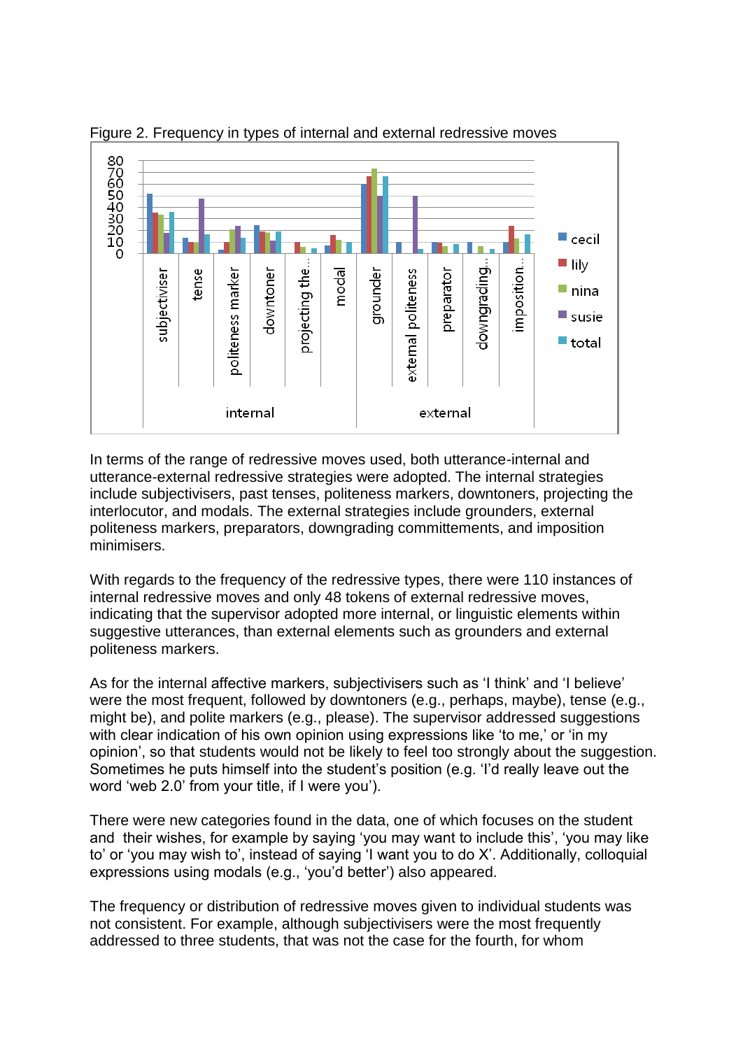Figure 2. Frequency in types of internal and external redressive moves

In terms of the range of redressive moves used, both utterance-internal and utterance-external redressive strategies were adopted. The internal strategies include subjectivisers, past tenses, politeness markers, downtoners, projecting the interlocutor, and modals. The external strategies include grounders, external politeness markers, preparators, downgrading committements, and imposition minimisers.

With regards to the frequency of the redressive types, there were 110 instances of internal redressive moves and only 48 tokens of external redressive moves, indicating that the supervisor adopted more internal, or linguistic elements within suggestive utterances, than external elements such as grounders and external politeness markers.

As for the internal affective markers, subjectivisers such as 'I think' and 'I believe' were the most frequent, followed by downtoners (e.g., perhaps, maybe), tense (e.g., might be), and polite markers (e.g., please). The supervisor addressed suggestions with clear indication of his own opinion using expressions like 'to me,' or 'in my opinion', so that students would not be likely to feel too strongly about the suggestion. Sometimes he puts himself into the student's position (e.g. 'I'd really leave out the word 'web 2.0' from your title, if I were you').

There were new categories found in the data, one of which focuses on the student and their wishes, for example by saying 'you may want to include this', 'you may like to' or 'you may wish to', instead of saying 'I want you to do X'. Additionally, colloquial expressions using modals (e.g., 'you'd better') also appeared.

The frequency or distribution of redressive moves given to individual students was not consistent. For example, although subjectivisers were the most frequently addressed to three students, that was not the case for the fourth, for whom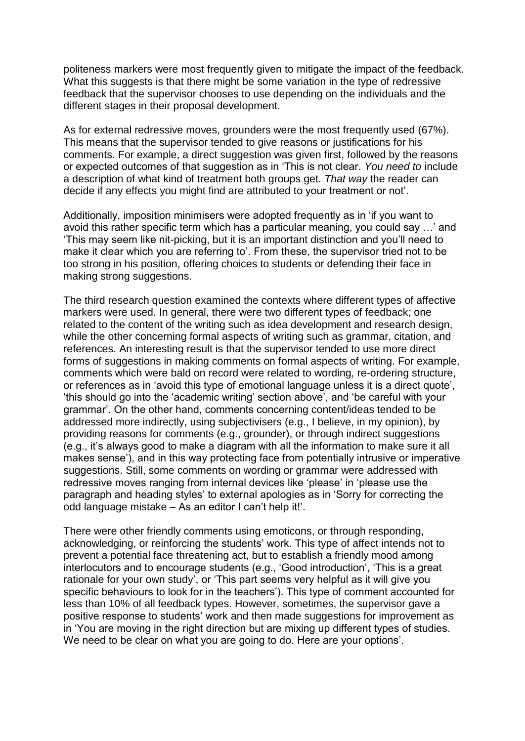politeness markers were most frequently given to mitigate the impact of the feedback. What this suggests is that there might be some variation in the type of redressive feedback that the supervisor chooses to use depending on the individuals and the different stages in their proposal development.

As for external redressive moves, grounders were the most frequently used (67%). This means that the supervisor tended to give reasons or justifications for his comments. For example, a direct suggestion was given first, followed by the reasons or expected outcomes of that suggestion as in 'This is not clear. *You need to* include a description of what kind of treatment both groups get. *That way* the reader can decide if any effects you might find are attributed to your treatment or not'.

Additionally, imposition minimisers were adopted frequently as in 'if you want to avoid this rather specific term which has a particular meaning, you could say …' and 'This may seem like nit-picking, but it is an important distinction and you'll need to make it clear which you are referring to'. From these, the supervisor tried not to be too strong in his position, offering choices to students or defending their face in making strong suggestions.

The third research question examined the contexts where different types of affective markers were used. In general, there were two different types of feedback; one related to the content of the writing such as idea development and research design, while the other concerning formal aspects of writing such as grammar, citation, and references. An interesting result is that the supervisor tended to use more direct forms of suggestions in making comments on formal aspects of writing. For example, comments which were bald on record were related to wording, re-ordering structure, or references as in 'avoid this type of emotional language unless it is a direct quote', 'this should go into the 'academic writing' section above', and 'be careful with your grammar'. On the other hand, comments concerning content/ideas tended to be addressed more indirectly, using subjectivisers (e.g., I believe, in my opinion), by providing reasons for comments (e.g., grounder), or through indirect suggestions (e.g., it's always good to make a diagram with all the information to make sure it all makes sense'), and in this way protecting face from potentially intrusive or imperative suggestions. Still, some comments on wording or grammar were addressed with redressive moves ranging from internal devices like 'please' in 'please use the paragraph and heading styles' to external apologies as in 'Sorry for correcting the odd language mistake – As an editor I can't help it!'.

There were other friendly comments using emoticons, or through responding, acknowledging, or reinforcing the students' work. This type of affect intends not to prevent a potential face threatening act, but to establish a friendly mood among interlocutors and to encourage students (e.g., 'Good introduction', 'This is a great rationale for your own study', or 'This part seems very helpful as it will give you specific behaviours to look for in the teachers'). This type of comment accounted for less than 10% of all feedback types. However, sometimes, the supervisor gave a positive response to students' work and then made suggestions for improvement as in 'You are moving in the right direction but are mixing up different types of studies. We need to be clear on what you are going to do. Here are your options'.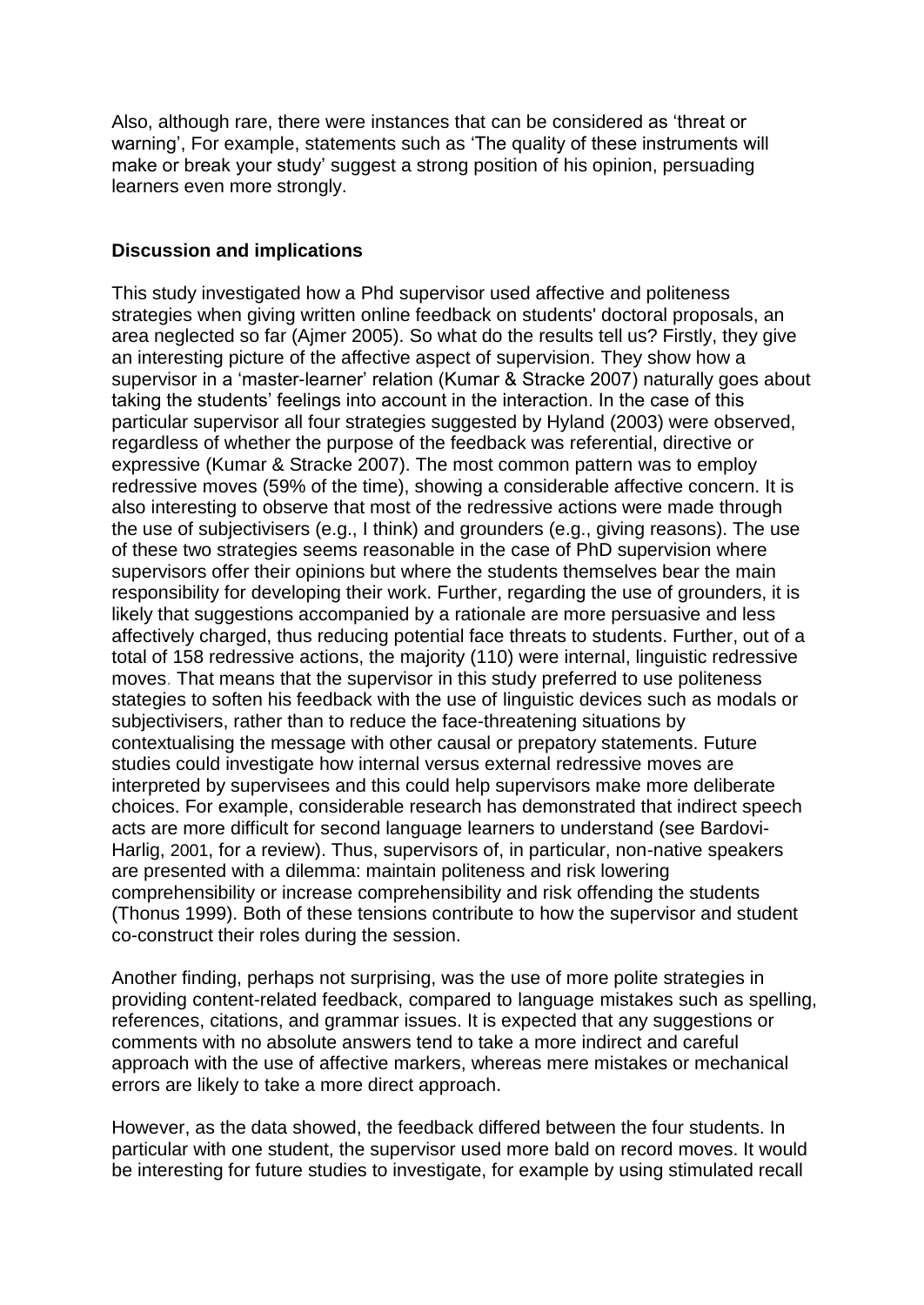Also, although rare, there were instances that can be considered as 'threat or warning', For example, statements such as 'The quality of these instruments will make or break your study' suggest a strong position of his opinion, persuading learners even more strongly.

**Discussion and implications**

This study investigated how a Phd supervisor used affective and politeness strategies when giving written online feedback on students' doctoral proposals, an area neglected so far (Ajmer 2005). So what do the results tell us? Firstly, they give an interesting picture of the affective aspect of supervision. They show how a supervisor in a 'master-learner' relation (Kumar & Stracke 2007) naturally goes about taking the students' feelings into account in the interaction. In the case of this particular supervisor all four strategies suggested by Hyland (2003) were observed, regardless of whether the purpose of the feedback was referential, directive or expressive (Kumar & Stracke 2007). The most common pattern was to employ redressive moves (59% of the time), showing a considerable affective concern. It is also interesting to observe that most of the redressive actions were made through the use of subjectivisers (e.g., I think) and grounders (e.g., giving reasons). The use of these two strategies seems reasonable in the case of PhD supervision where supervisors offer their opinions but where the students themselves bear the main responsibility for developing their work. Further, regarding the use of grounders, it is likely that suggestions accompanied by a rationale are more persuasive and less affectively charged, thus reducing potential face threats to students. Further, out of a total of 158 redressive actions, the majority (110) were internal, linguistic redressive moves. That means that the supervisor in this study preferred to use politeness stategies to soften his feedback with the use of linguistic devices such as modals or subjectivisers, rather than to reduce the face-threatening situations by contextualising the message with other causal or prepatory statements. Future studies could investigate how internal versus external redressive moves are interpreted by supervisees and this could help supervisors make more deliberate choices. For example, considerable research has demonstrated that indirect speech acts are more difficult for second language learners to understand (see Bardovi-Harlig, 2001, for a review). Thus, supervisors of, in particular, non-native speakers are presented with a dilemma: maintain politeness and risk lowering comprehensibility or increase comprehensibility and risk offending the students (Thonus 1999). Both of these tensions contribute to how the supervisor and student co-construct their roles during the session.

Another finding, perhaps not surprising, was the use of more polite strategies in providing content-related feedback, compared to language mistakes such as spelling, references, citations, and grammar issues. It is expected that any suggestions or comments with no absolute answers tend to take a more indirect and careful approach with the use of affective markers, whereas mere mistakes or mechanical errors are likely to take a more direct approach.

However, as the data showed, the feedback differed between the four students. In particular with one student, the supervisor used more bald on record moves. It would be interesting for future studies to investigate, for example by using stimulated recall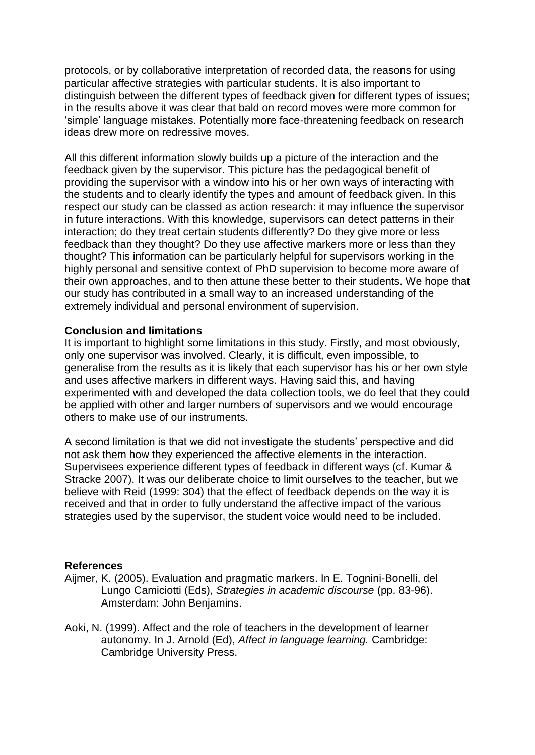protocols, or by collaborative interpretation of recorded data, the reasons for using particular affective strategies with particular students. It is also important to distinguish between the different types of feedback given for different types of issues; in the results above it was clear that bald on record moves were more common for 'simple' language mistakes. Potentially more face-threatening feedback on research ideas drew more on redressive moves.

All this different information slowly builds up a picture of the interaction and the feedback given by the supervisor. This picture has the pedagogical benefit of providing the supervisor with a window into his or her own ways of interacting with the students and to clearly identify the types and amount of feedback given. In this respect our study can be classed as action research: it may influence the supervisor in future interactions. With this knowledge, supervisors can detect patterns in their interaction; do they treat certain students differently? Do they give more or less feedback than they thought? Do they use affective markers more or less than they thought? This information can be particularly helpful for supervisors working in the highly personal and sensitive context of PhD supervision to become more aware of their own approaches, and to then attune these better to their students. We hope that our study has contributed in a small way to an increased understanding of the extremely individual and personal environment of supervision.

**Conclusion and limitations**

It is important to highlight some limitations in this study. Firstly, and most obviously, only one supervisor was involved. Clearly, it is difficult, even impossible, to generalise from the results as it is likely that each supervisor has his or her own style and uses affective markers in different ways. Having said this, and having experimented with and developed the data collection tools, we do feel that they could be applied with other and larger numbers of supervisors and we would encourage others to make use of our instruments.

A second limitation is that we did not investigate the students' perspective and did not ask them how they experienced the affective elements in the interaction. Supervisees experience different types of feedback in different ways (cf. Kumar & Stracke 2007). It was our deliberate choice to limit ourselves to the teacher, but we believe with Reid (1999: 304) that the effect of feedback depends on the way it is received and that in order to fully understand the affective impact of the various strategies used by the supervisor, the student voice would need to be included.

**References**

Aijmer, K. (2005). Evaluation and pragmatic markers. In E. Tognini-Bonelli, del Lungo Camiciotti (Eds), *Strategies in academic discourse* (pp. 83-96). Amsterdam: John Benjamins.

Aoki, N. (1999). Affect and the role of teachers in the development of learner autonomy. In J. Arnold (Ed), *Affect in language learning.* Cambridge: Cambridge University Press.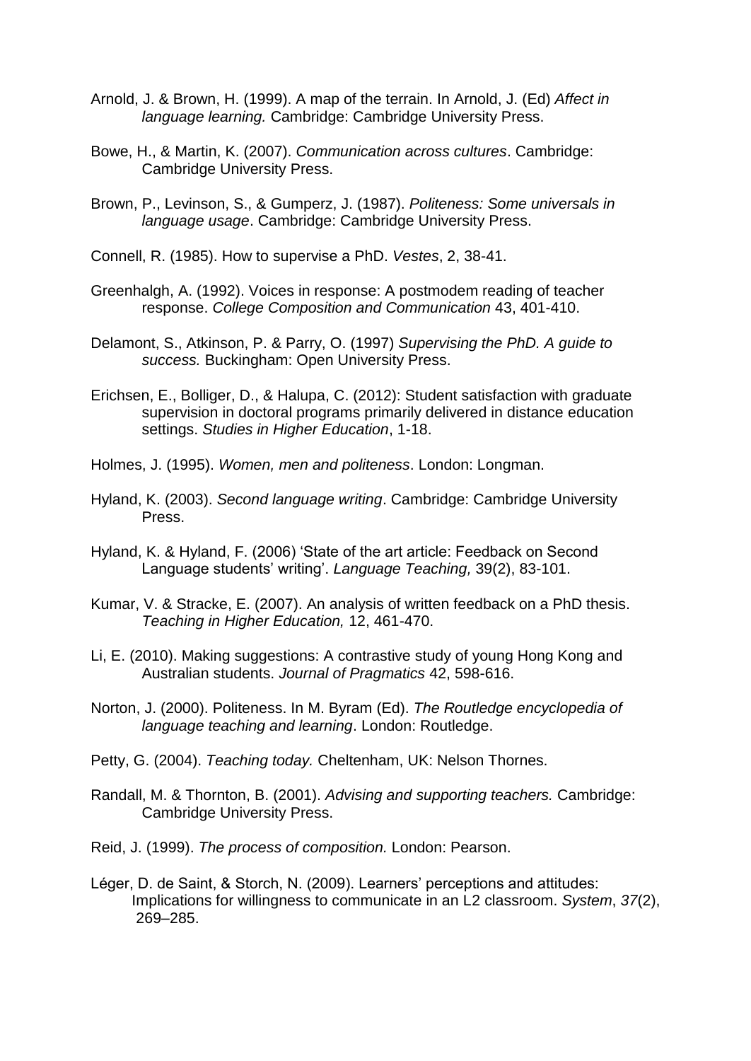Arnold, J. & Brown, H. (1999). A map of the terrain. In Arnold, J. (Ed) *Affect in language learning.* Cambridge: Cambridge University Press.

Bowe, H., & Martin, K. (2007). *Communication across cultures*. Cambridge: Cambridge University Press.

Brown, P., Levinson, S., & Gumperz, J. (1987). *Politeness: Some universals in language usage*. Cambridge: Cambridge University Press.

Connell, R. (1985). How to supervise a PhD. *Vestes*, 2, 38-41.

Greenhalgh, A. (1992). Voices in response: A postmodem reading of teacher response. *College Composition and Communication* 43, 401-410.

Delamont, S., Atkinson, P. & Parry, O. (1997) *Supervising the PhD. A guide to success.* Buckingham: Open University Press.

Erichsen, E., Bolliger, D., & Halupa, C. (2012): Student satisfaction with graduate supervision in doctoral programs primarily delivered in distance education settings. *Studies in Higher Education*, 1-18.

Holmes, J. (1995). *Women, men and politeness*. London: Longman.

Hyland, K. (2003). *Second language writing*. Cambridge: Cambridge University Press.

Hyland, K. & Hyland, F. (2006) 'State of the art article: Feedback on Second Language students' writing'. *Language Teaching,* 39(2), 83-101.

Kumar, V. & Stracke, E. (2007). An analysis of written feedback on a PhD thesis. *Teaching in Higher Education,* 12, 461-470.

Li, E. (2010). Making suggestions: A contrastive study of young Hong Kong and Australian students. *Journal of Pragmatics* 42, 598-616.

Norton, J. (2000). Politeness. In M. Byram (Ed). *The Routledge encyclopedia of language teaching and learning*. London: Routledge.

Petty, G. (2004). *Teaching today.* Cheltenham, UK: Nelson Thornes.

Randall, M. & Thornton, B. (2001). *Advising and supporting teachers.* Cambridge: Cambridge University Press.

Reid, J. (1999). *The process of composition.* London: Pearson.

Léger, D. de Saint, & Storch, N. (2009). Learners' perceptions and attitudes: Implications for willingness to communicate in an L2 classroom. *System*, *37*(2), 269–285.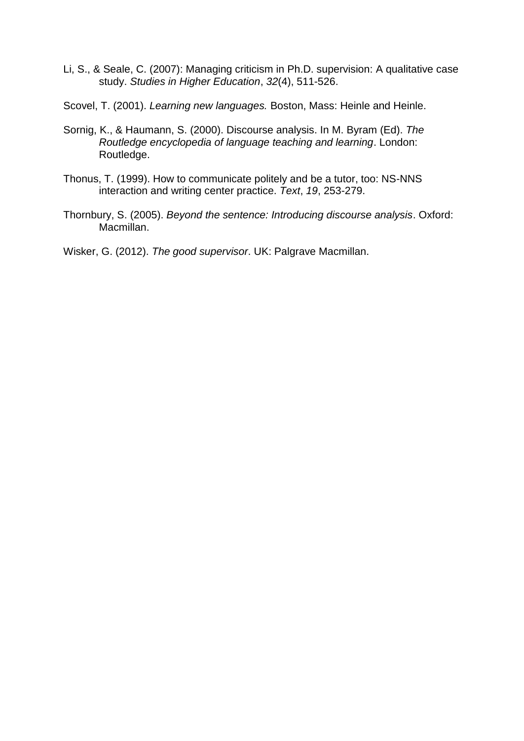Li, S., & Seale, C. (2007): Managing criticism in Ph.D. supervision: A qualitative case study. *Studies in Higher Education*, *32*(4), 511-526.

Scovel, T. (2001). *Learning new languages.* Boston, Mass: Heinle and Heinle.

Sornig, K., & Haumann, S. (2000). Discourse analysis. In M. Byram (Ed). *The Routledge encyclopedia of language teaching and learning*. London: Routledge.

Thonus, T. (1999). How to communicate politely and be a tutor, too: NS-NNS interaction and writing center practice. *Text*, *19*, 253-279.

Thornbury, S. (2005). *Beyond the sentence: Introducing discourse analysis*. Oxford: Macmillan.

Wisker, G. (2012). *The good supervisor*. UK: Palgrave Macmillan.